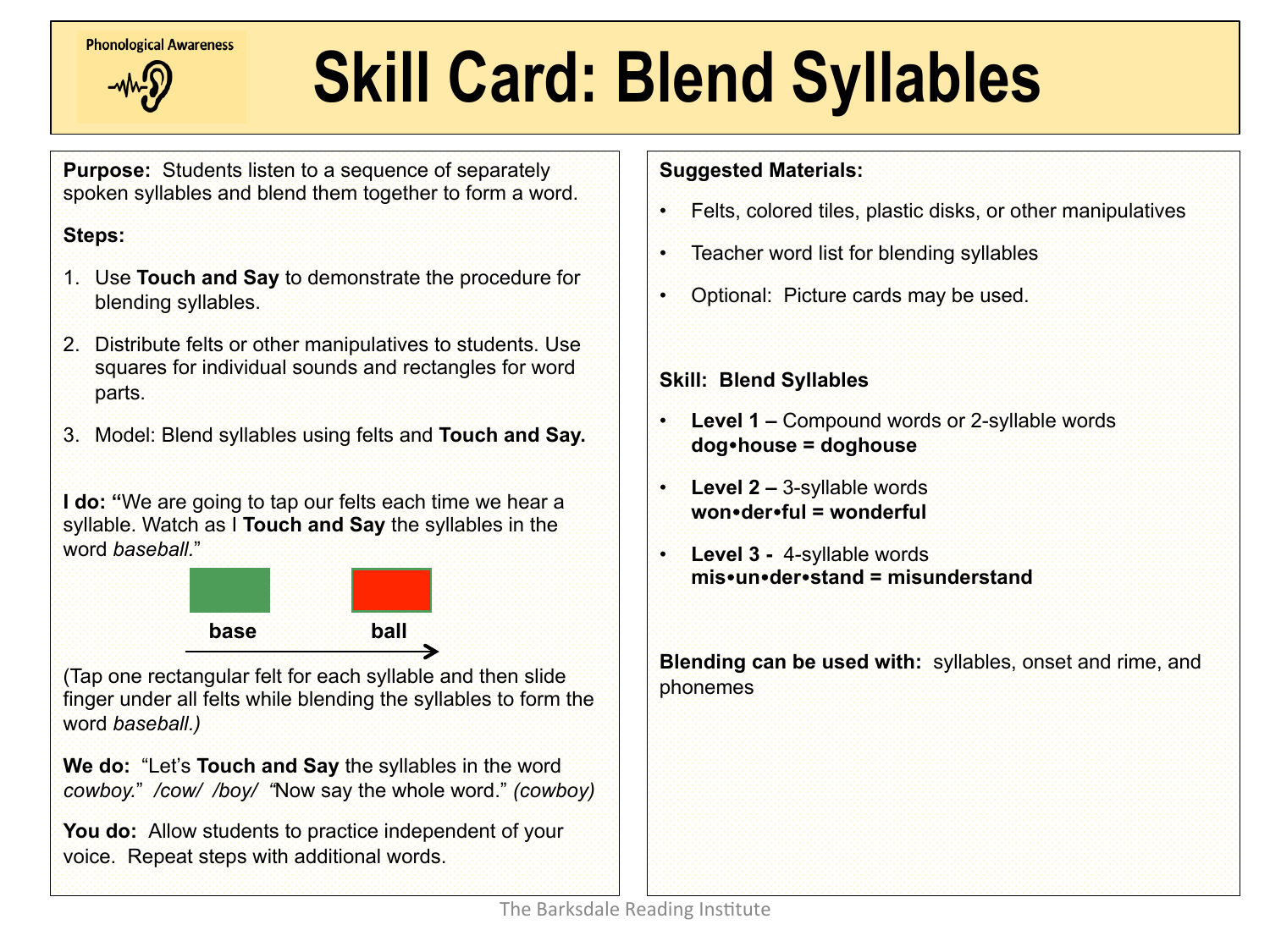Phonological Awareness

# Skill Card: Blend Syllables

**Purpose:** Students listen to a sequence of separately spoken syllables and blend them together to form a word.

**Steps:**

1. Use **Touch and Say** to demonstrate the procedure for blending syllables.
2. Distribute felts or other manipulatives to students. Use squares for individual sounds and rectangles for word parts.
3. Model: Blend syllables using felts and **Touch and Say.**

**I do: "**We are going to tap our felts each time we hear a syllable. Watch as I **Touch and Say** the syllables in the word *baseball.*"

**base** **ball**

(Tap one rectangular felt for each syllable and then slide finger under all felts while blending the syllables to form the word *baseball.)*

**We do:** "Let's **Touch and Say** the syllables in the word *cowboy.*" */cow/ /boy/* "Now say the whole word." *(cowboy)*

**You do:** Allow students to practice independent of your voice. Repeat steps with additional words.

**Suggested Materials:**

- Felts, colored tiles, plastic disks, or other manipulatives
- Teacher word list for blending syllables
- Optional: Picture cards may be used.

**Skill: Blend Syllables**

- **Level 1 –** Compound words or 2-syllable words
  **dog•house = doghouse**
- **Level 2 –** 3-syllable words
  **won•der•ful = wonderful**
- **Level 3 -** 4-syllable words
  **mis•un•der•stand = misunderstand**

**Blending can be used with:** syllables, onset and rime, and phonemes

The Barksdale Reading Institute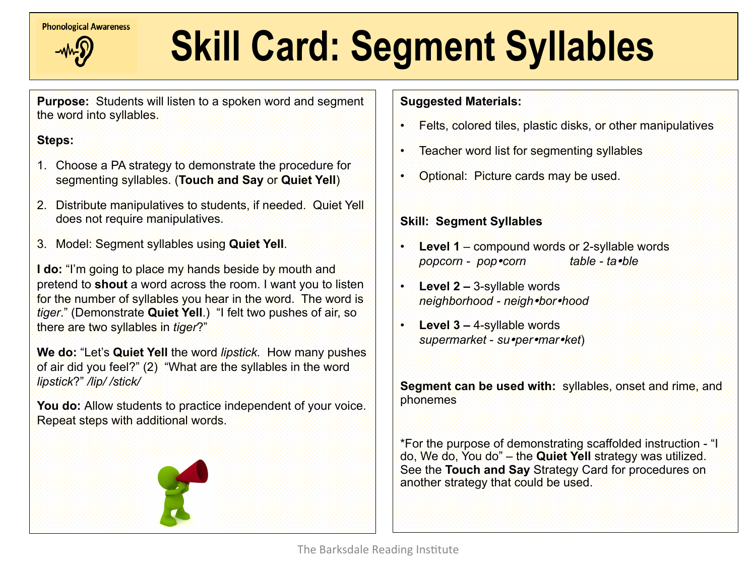Phonological Awareness

# Skill Card: Segment Syllables

**Purpose:** Students will listen to a spoken word and segment the word into syllables.

**Steps:**

1. Choose a PA strategy to demonstrate the procedure for segmenting syllables. (**Touch and Say** or **Quiet Yell**)
2. Distribute manipulatives to students, if needed. Quiet Yell does not require manipulatives.
3. Model: Segment syllables using **Quiet Yell**.

**I do:** "I'm going to place my hands beside by mouth and pretend to **shout** a word across the room. I want you to listen for the number of syllables you hear in the word. The word is *tiger*." (Demonstrate **Quiet Yell**.) "I felt two pushes of air, so there are two syllables in *tiger*?"

**We do:** "Let's **Quiet Yell** the word *lipstick*. How many pushes of air did you feel?" (2) "What are the syllables in the word *lipstick*?" */lip/ /stick/*

**You do:** Allow students to practice independent of your voice. Repeat steps with additional words.

**Suggested Materials:**

- Felts, colored tiles, plastic disks, or other manipulatives
- Teacher word list for segmenting syllables
- Optional: Picture cards may be used.

**Skill: Segment Syllables**

- **Level 1** – compound words or 2-syllable words
  *popcorn - pop•corn* *table - ta•ble*
- **Level 2 –** 3-syllable words
  *neighborhood - neigh•bor•hood*
- **Level 3 –** 4-syllable words
  *supermarket - su•per•mar•ket*)

**Segment can be used with:** syllables, onset and rime, and phonemes

*For the purpose of demonstrating scaffolded instruction - "I do, We do, You do" – the **Quiet Yell** strategy was utilized. See the **Touch and Say** Strategy Card for procedures on another strategy that could be used.

The Barksdale Reading Institute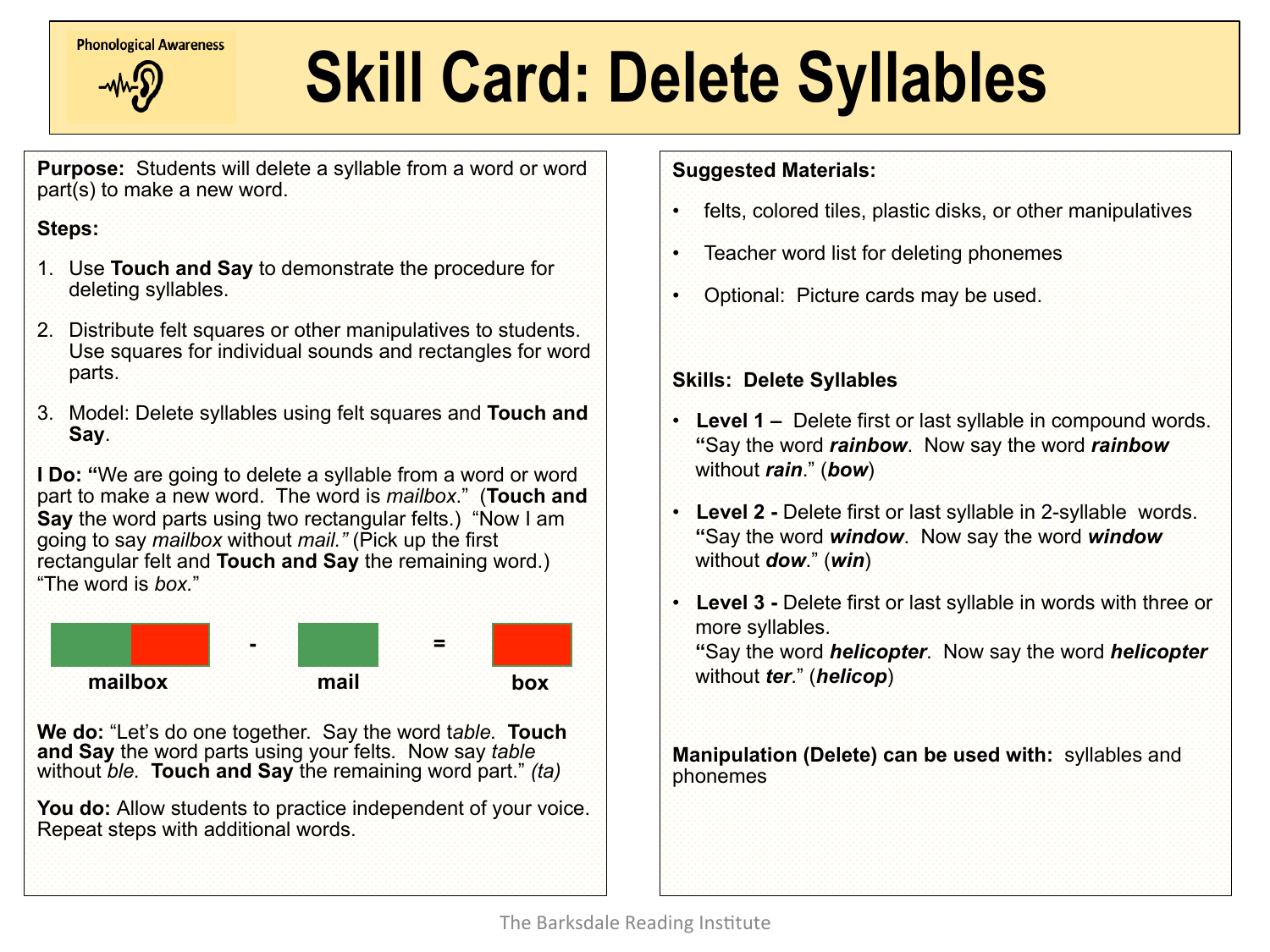Phonological Awareness

# Skill Card: Delete Syllables

**Purpose:** Students will delete a syllable from a word or word part(s) to make a new word.

**Steps:**

1. Use **Touch and Say** to demonstrate the procedure for deleting syllables.
2. Distribute felt squares or other manipulatives to students. Use squares for individual sounds and rectangles for word parts.
3. Model: Delete syllables using felt squares and **Touch and Say**.

**I Do: "**We are going to delete a syllable from a word or word part to make a new word. The word is *mailbox*." (**Touch and Say** the word parts using two rectangular felts.) "Now I am going to say *mailbox* without *mail."* (Pick up the first rectangular felt and **Touch and Say** the remaining word.) "The word is *box*."

**mailbox** - **mail** = **box**

**We do:** "Let's do one together. Say the word t*able.* **Touch and Say** the word parts using your felts. Now say *table* without *ble.* **Touch and Say** the remaining word part." *(ta)*

**You do:** Allow students to practice independent of your voice. Repeat steps with additional words.

**Suggested Materials:**

- felts, colored tiles, plastic disks, or other manipulatives
- Teacher word list for deleting phonemes
- Optional: Picture cards may be used.

**Skills: Delete Syllables**

- **Level 1 –** Delete first or last syllable in compound words. **"**Say the word ***rainbow***. Now say the word ***rainbow*** without ***rain***." (***bow***)
- **Level 2 -** Delete first or last syllable in 2-syllable words. **"**Say the word ***window***. Now say the word ***window*** without ***dow***." (***win***)
- **Level 3 -** Delete first or last syllable in words with three or more syllables. **"**Say the word ***helicopter***. Now say the word ***helicopter*** without ***ter***." (***helicop***)

**Manipulation (Delete) can be used with:** syllables and phonemes

The Barksdale Reading Institute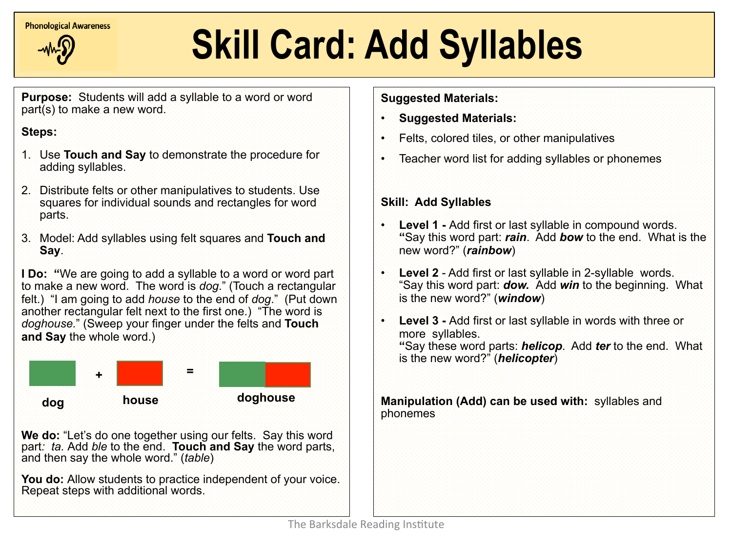Phonological Awareness

# Skill Card: Add Syllables

**Purpose:** Students will add a syllable to a word or word part(s) to make a new word.

**Steps:**

1. Use **Touch and Say** to demonstrate the procedure for adding syllables.
2. Distribute felts or other manipulatives to students. Use squares for individual sounds and rectangles for word parts.
3. Model: Add syllables using felt squares and **Touch and Say**.

**I Do: "**We are going to add a syllable to a word or word part to make a new word. The word is *dog*." (Touch a rectangular felt.) "I am going to add *house* to the end of *dog*." (Put down another rectangular felt next to the first one.) "The word is *doghouse.*" (Sweep your finger under the felts and **Touch and Say** the whole word.)

**dog** + **house** = **doghouse**

**We do:** "Let's do one together using our felts. Say this word part*: ta.* Add *ble* to the end. **Touch and Say** the word parts, and then say the whole word." (*table*)

**You do:** Allow students to practice independent of your voice. Repeat steps with additional words.

**Suggested Materials:**

- **Suggested Materials:**
- Felts, colored tiles, or other manipulatives
- Teacher word list for adding syllables or phonemes

**Skill: Add Syllables**

- **Level 1 -** Add first or last syllable in compound words. **"**Say this word part: ***rain***. Add ***bow*** to the end. What is the new word?" (***rainbow***)
- **Level 2** - Add first or last syllable in 2-syllable words. "Say this word part: ***dow.*** Add ***win*** to the beginning. What is the new word?" (***window***)
- **Level 3 -** Add first or last syllable in words with three or more syllables. **"**Say these word parts: ***helicop***. Add ***ter*** to the end. What is the new word?" (***helicopter***)

**Manipulation (Add) can be used with:** syllables and phonemes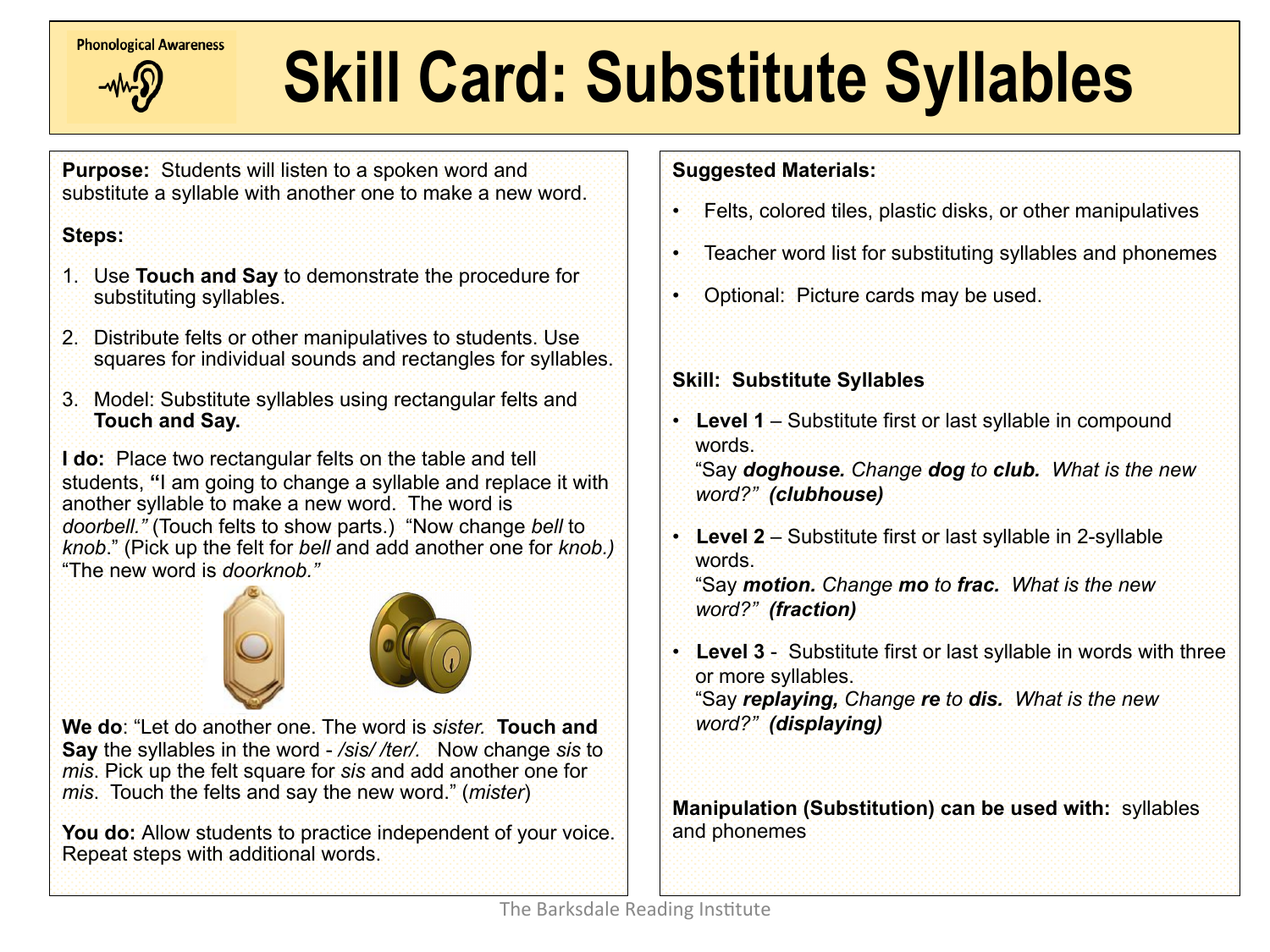Phonological Awareness

# Skill Card: Substitute Syllables

**Purpose:** Students will listen to a spoken word and substitute a syllable with another one to make a new word.

**Steps:**

1. Use **Touch and Say** to demonstrate the procedure for substituting syllables.
2. Distribute felts or other manipulatives to students. Use squares for individual sounds and rectangles for syllables.
3. Model: Substitute syllables using rectangular felts and **Touch and Say.**

**I do:** Place two rectangular felts on the table and tell students, **"**I am going to change a syllable and replace it with another syllable to make a new word. The word is *doorbell."* (Touch felts to show parts.) "Now change *bell* to *knob*." (Pick up the felt for *bell* and add another one for *knob.)* "The new word is *doorknob."*

**We do**: "Let do another one. The word is *sister.* **Touch and Say** the syllables in the word - */sis/ /ter/.* Now change *sis* to *mis*. Pick up the felt square for *sis* and add another one for *mis*. Touch the felts and say the new word." (*mister*)

**You do:** Allow students to practice independent of your voice. Repeat steps with additional words.

**Suggested Materials:**

- Felts, colored tiles, plastic disks, or other manipulatives
- Teacher word list for substituting syllables and phonemes
- Optional: Picture cards may be used.

**Skill: Substitute Syllables**

- **Level 1** – Substitute first or last syllable in compound words.
  "Say ***doghouse.*** *Change* **dog** *to* **club.** *What is the new word?"* ***(clubhouse)***
- **Level 2** – Substitute first or last syllable in 2-syllable words.
  "Say ***motion.*** *Change* **mo** *to* **frac.** *What is the new word?"* ***(fraction)***
- **Level 3** - Substitute first or last syllable in words with three or more syllables.
  "Say ***replaying,*** *Change* **re** *to* **dis.** *What is the new word?"* ***(displaying)***

**Manipulation (Substitution) can be used with:** syllables and phonemes

The Barksdale Reading Institute